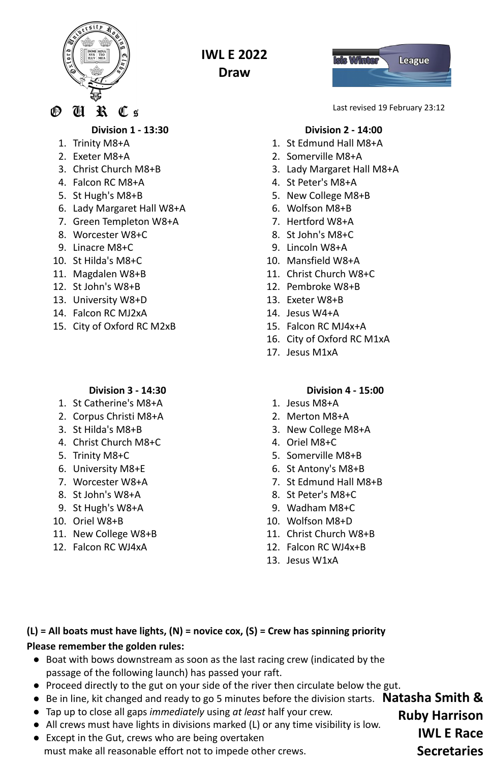# IWL E 2022
## Draw

OURCs

Isis Winter League

Last revised 19 February 23:12

### Division 1 - 13:30

1. Trinity M8+A
2. Exeter M8+A
3. Christ Church M8+B
4. Falcon RC M8+A
5. St Hugh's M8+B
6. Lady Margaret Hall W8+A
7. Green Templeton W8+A
8. Worcester W8+C
9. Linacre M8+C
10. St Hilda's M8+C
11. Magdalen W8+B
12. St John's W8+B
13. University W8+D
14. Falcon RC MJ2xA
15. City of Oxford RC M2xB

### Division 2 - 14:00

1. St Edmund Hall M8+A
2. Somerville M8+A
3. Lady Margaret Hall M8+A
4. St Peter's M8+A
5. New College M8+B
6. Wolfson M8+B
7. Hertford W8+A
8. St John's M8+C
9. Lincoln W8+A
10. Mansfield W8+A
11. Christ Church W8+C
12. Pembroke W8+B
13. Exeter W8+B
14. Jesus W4+A
15. Falcon RC MJ4x+A
16. City of Oxford RC M1xA
17. Jesus M1xA

### Division 3 - 14:30

1. St Catherine's M8+A
2. Corpus Christi M8+A
3. St Hilda's M8+B
4. Christ Church M8+C
5. Trinity M8+C
6. University M8+E
7. Worcester W8+A
8. St John's W8+A
9. St Hugh's W8+A
10. Oriel W8+B
11. New College W8+B
12. Falcon RC WJ4xA

### Division 4 - 15:00

1. Jesus M8+A
2. Merton M8+A
3. New College M8+A
4. Oriel M8+C
5. Somerville M8+B
6. St Antony's M8+B
7. St Edmund Hall M8+B
8. St Peter's M8+C
9. Wadham M8+C
10. Wolfson M8+D
11. Christ Church W8+B
12. Falcon RC WJ4x+B
13. Jesus W1xA

**(L) = All boats must have lights, (N) = novice cox, (S) = Crew has spinning priority**

**Please remember the golden rules:**

- Boat with bows downstream as soon as the last racing crew (indicated by the passage of the following launch) has passed your raft.
- Proceed directly to the gut on your side of the river then circulate below the gut.
- Be in line, kit changed and ready to go 5 minutes before the division starts.
- Tap up to close all gaps *immediately* using *at least* half your crew.
- All crews must have lights in divisions marked (L) or any time visibility is low.
- Except in the Gut, crews who are being overtaken must make all reasonable effort not to impede other crews.

**Natasha Smith & Ruby Harrison**
**IWL E Race Secretaries**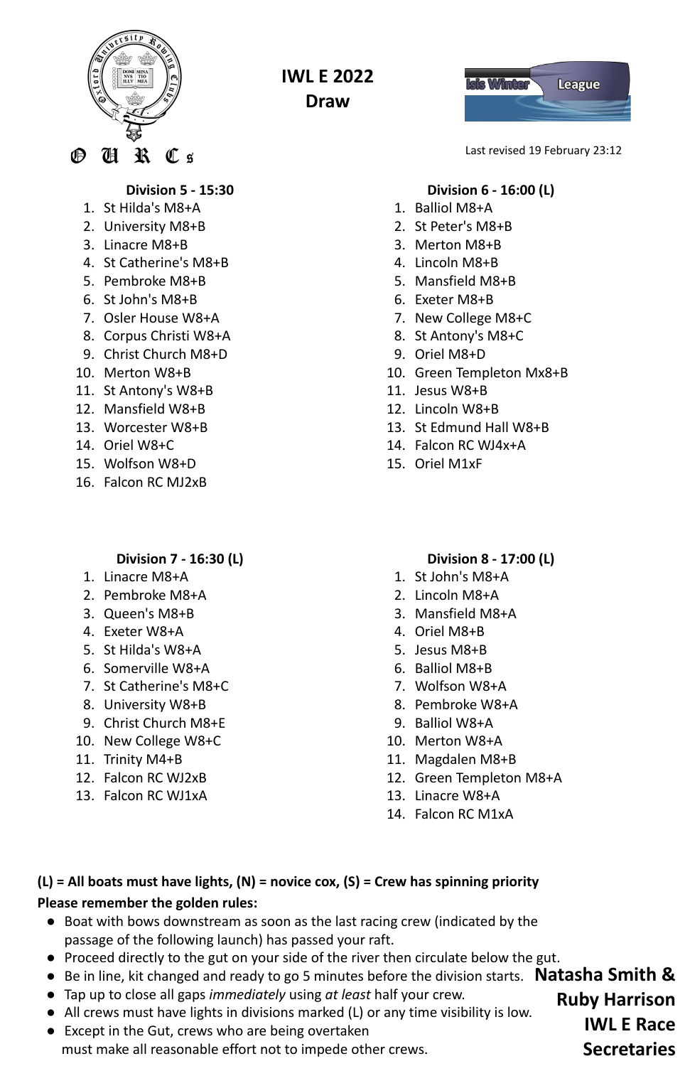OURCs

# IWL E 2022
## Draw

Isis Winter League

Last revised 19 February 23:12

### Division 5 - 15:30

1. St Hilda's M8+A
2. University M8+B
3. Linacre M8+B
4. St Catherine's M8+B
5. Pembroke M8+B
6. St John's M8+B
7. Osler House W8+A
8. Corpus Christi W8+A
9. Christ Church M8+D
10. Merton W8+B
11. St Antony's W8+B
12. Mansfield W8+B
13. Worcester W8+B
14. Oriel W8+C
15. Wolfson W8+D
16. Falcon RC MJ2xB

### Division 6 - 16:00 (L)

1. Balliol M8+A
2. St Peter's M8+B
3. Merton M8+B
4. Lincoln M8+B
5. Mansfield M8+B
6. Exeter M8+B
7. New College M8+C
8. St Antony's M8+C
9. Oriel M8+D
10. Green Templeton Mx8+B
11. Jesus W8+B
12. Lincoln W8+B
13. St Edmund Hall W8+B
14. Falcon RC WJ4x+A
15. Oriel M1xF

### Division 7 - 16:30 (L)

1. Linacre M8+A
2. Pembroke M8+A
3. Queen's M8+B
4. Exeter W8+A
5. St Hilda's W8+A
6. Somerville W8+A
7. St Catherine's M8+C
8. University W8+B
9. Christ Church M8+E
10. New College W8+C
11. Trinity M4+B
12. Falcon RC WJ2xB
13. Falcon RC WJ1xA

### Division 8 - 17:00 (L)

1. St John's M8+A
2. Lincoln M8+A
3. Mansfield M8+A
4. Oriel M8+B
5. Jesus M8+B
6. Balliol M8+B
7. Wolfson W8+A
8. Pembroke W8+A
9. Balliol W8+A
10. Merton W8+A
11. Magdalen M8+B
12. Green Templeton M8+A
13. Linacre W8+A
14. Falcon RC M1xA

**(L) = All boats must have lights, (N) = novice cox, (S) = Crew has spinning priority**

**Please remember the golden rules:**

- Boat with bows downstream as soon as the last racing crew (indicated by the passage of the following launch) has passed your raft.
- Proceed directly to the gut on your side of the river then circulate below the gut.
- Be in line, kit changed and ready to go 5 minutes before the division starts.
- Tap up to close all gaps *immediately* using *at least* half your crew.
- All crews must have lights in divisions marked (L) or any time visibility is low.
- Except in the Gut, crews who are being overtaken must make all reasonable effort not to impede other crews.

**Natasha Smith & Ruby Harrison**
**IWL E Race Secretaries**